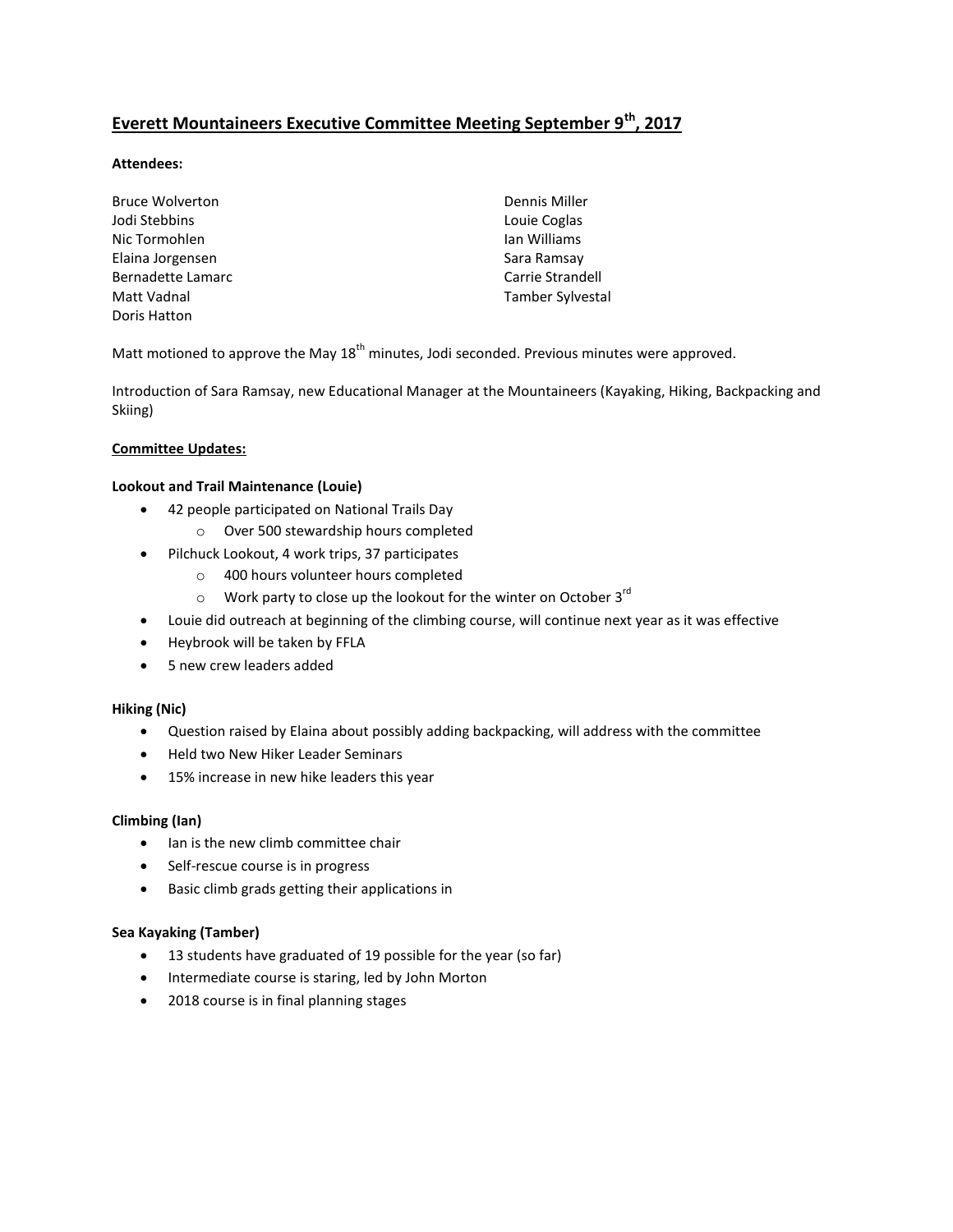# Everett Mountaineers Executive Committee Meeting September 9th, 2017

**Attendees:**

Bruce Wolverton
Jodi Stebbins
Nic Tormohlen
Elaina Jorgensen
Bernadette Lamarc
Matt Vadnal
Doris Hatton
Dennis Miller
Louie Coglas
Ian Williams
Sara Ramsay
Carrie Strandell
Tamber Sylvestal

Matt motioned to approve the May 18th minutes, Jodi seconded. Previous minutes were approved.

Introduction of Sara Ramsay, new Educational Manager at the Mountaineers (Kayaking, Hiking, Backpacking and Skiing)

## Committee Updates:

### Lookout and Trail Maintenance (Louie)

- 42 people participated on National Trails Day
  - Over 500 stewardship hours completed
- Pilchuck Lookout, 4 work trips, 37 participates
  - 400 hours volunteer hours completed
  - Work party to close up the lookout for the winter on October 3rd
- Louie did outreach at beginning of the climbing course, will continue next year as it was effective
- Heybrook will be taken by FFLA
- 5 new crew leaders added

### Hiking (Nic)

- Question raised by Elaina about possibly adding backpacking, will address with the committee
- Held two New Hiker Leader Seminars
- 15% increase in new hike leaders this year

### Climbing (Ian)

- Ian is the new climb committee chair
- Self-rescue course is in progress
- Basic climb grads getting their applications in

### Sea Kayaking (Tamber)

- 13 students have graduated of 19 possible for the year (so far)
- Intermediate course is staring, led by John Morton
- 2018 course is in final planning stages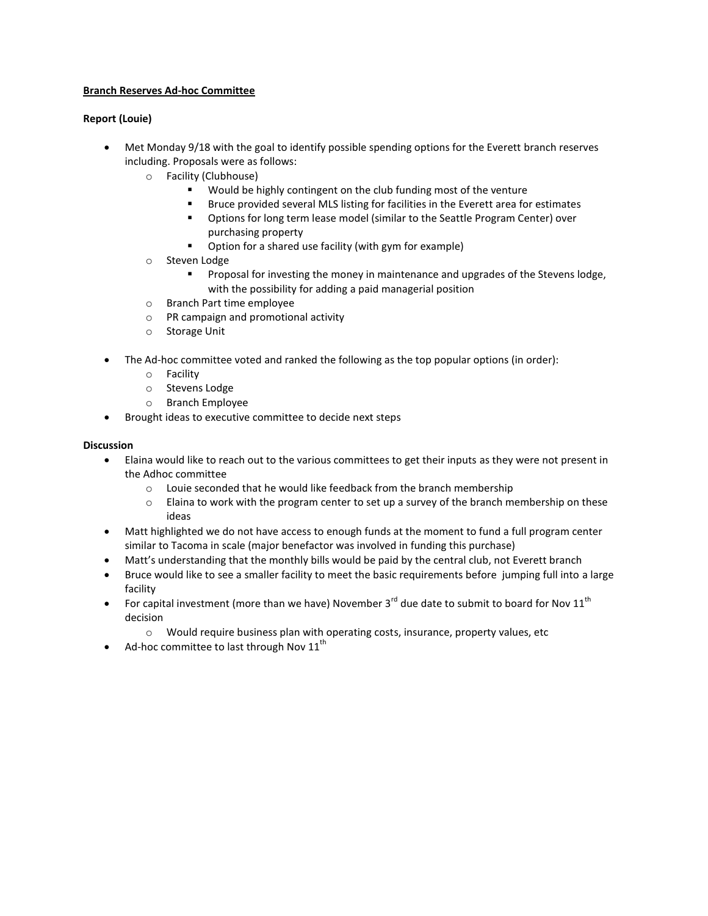**Branch Reserves Ad-hoc Committee**

**Report (Louie)**

- Met Monday 9/18 with the goal to identify possible spending options for the Everett branch reserves including. Proposals were as follows:
  - Facility (Clubhouse)
    - Would be highly contingent on the club funding most of the venture
    - Bruce provided several MLS listing for facilities in the Everett area for estimates
    - Options for long term lease model (similar to the Seattle Program Center) over purchasing property
    - Option for a shared use facility (with gym for example)
  - Steven Lodge
    - Proposal for investing the money in maintenance and upgrades of the Stevens lodge, with the possibility for adding a paid managerial position
  - Branch Part time employee
  - PR campaign and promotional activity
  - Storage Unit
- The Ad-hoc committee voted and ranked the following as the top popular options (in order):
  - Facility
  - Stevens Lodge
  - Branch Employee
- Brought ideas to executive committee to decide next steps

**Discussion**

- Elaina would like to reach out to the various committees to get their inputs as they were not present in the Adhoc committee
  - Louie seconded that he would like feedback from the branch membership
  - Elaina to work with the program center to set up a survey of the branch membership on these ideas
- Matt highlighted we do not have access to enough funds at the moment to fund a full program center similar to Tacoma in scale (major benefactor was involved in funding this purchase)
- Matt's understanding that the monthly bills would be paid by the central club, not Everett branch
- Bruce would like to see a smaller facility to meet the basic requirements before jumping full into a large facility
- For capital investment (more than we have) November 3rd due date to submit to board for Nov 11th decision
  - Would require business plan with operating costs, insurance, property values, etc
- Ad-hoc committee to last through Nov 11th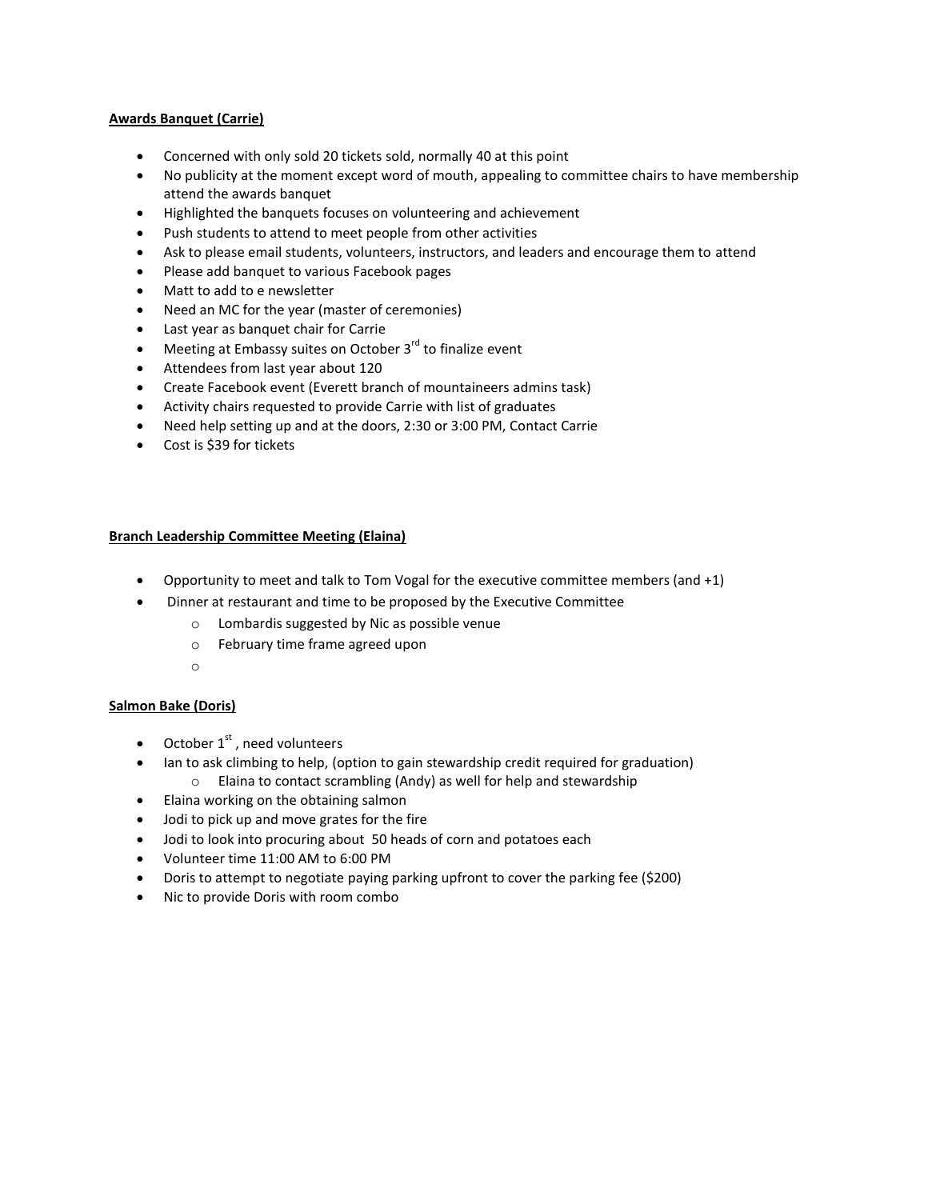**Awards Banquet (Carrie)**

- Concerned with only sold 20 tickets sold, normally 40 at this point
- No publicity at the moment except word of mouth, appealing to committee chairs to have membership attend the awards banquet
- Highlighted the banquets focuses on volunteering and achievement
- Push students to attend to meet people from other activities
- Ask to please email students, volunteers, instructors, and leaders and encourage them to attend
- Please add banquet to various Facebook pages
- Matt to add to e newsletter
- Need an MC for the year (master of ceremonies)
- Last year as banquet chair for Carrie
- Meeting at Embassy suites on October 3rd to finalize event
- Attendees from last year about 120
- Create Facebook event (Everett branch of mountaineers admins task)
- Activity chairs requested to provide Carrie with list of graduates
- Need help setting up and at the doors, 2:30 or 3:00 PM, Contact Carrie
- Cost is $39 for tickets

**Branch Leadership Committee Meeting (Elaina)**

- Opportunity to meet and talk to Tom Vogal for the executive committee members (and +1)
- Dinner at restaurant and time to be proposed by the Executive Committee
  - Lombardis suggested by Nic as possible venue
  - February time frame agreed upon

**Salmon Bake (Doris)**

- October 1st , need volunteers
- Ian to ask climbing to help, (option to gain stewardship credit required for graduation)
  - Elaina to contact scrambling (Andy) as well for help and stewardship
- Elaina working on the obtaining salmon
- Jodi to pick up and move grates for the fire
- Jodi to look into procuring about 50 heads of corn and potatoes each
- Volunteer time 11:00 AM to 6:00 PM
- Doris to attempt to negotiate paying parking upfront to cover the parking fee ($200)
- Nic to provide Doris with room combo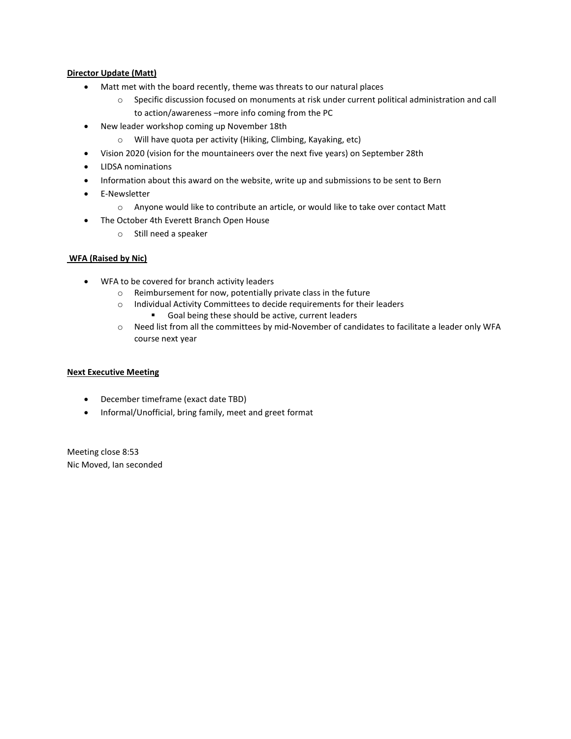**Director Update (Matt)**

- Matt met with the board recently, theme was threats to our natural places
  - Specific discussion focused on monuments at risk under current political administration and call to action/awareness –more info coming from the PC
- New leader workshop coming up November 18th
  - Will have quota per activity (Hiking, Climbing, Kayaking, etc)
- Vision 2020 (vision for the mountaineers over the next five years) on September 28th
- LIDSA nominations
- Information about this award on the website, write up and submissions to be sent to Bern
- E-Newsletter
  - Anyone would like to contribute an article, or would like to take over contact Matt
- The October 4th Everett Branch Open House
  - Still need a speaker

**WFA (Raised by Nic)**

- WFA to be covered for branch activity leaders
  - Reimbursement for now, potentially private class in the future
  - Individual Activity Committees to decide requirements for their leaders
    - Goal being these should be active, current leaders
  - Need list from all the committees by mid-November of candidates to facilitate a leader only WFA course next year

**Next Executive Meeting**

- December timeframe (exact date TBD)
- Informal/Unofficial, bring family, meet and greet format

Meeting close 8:53
Nic Moved, Ian seconded